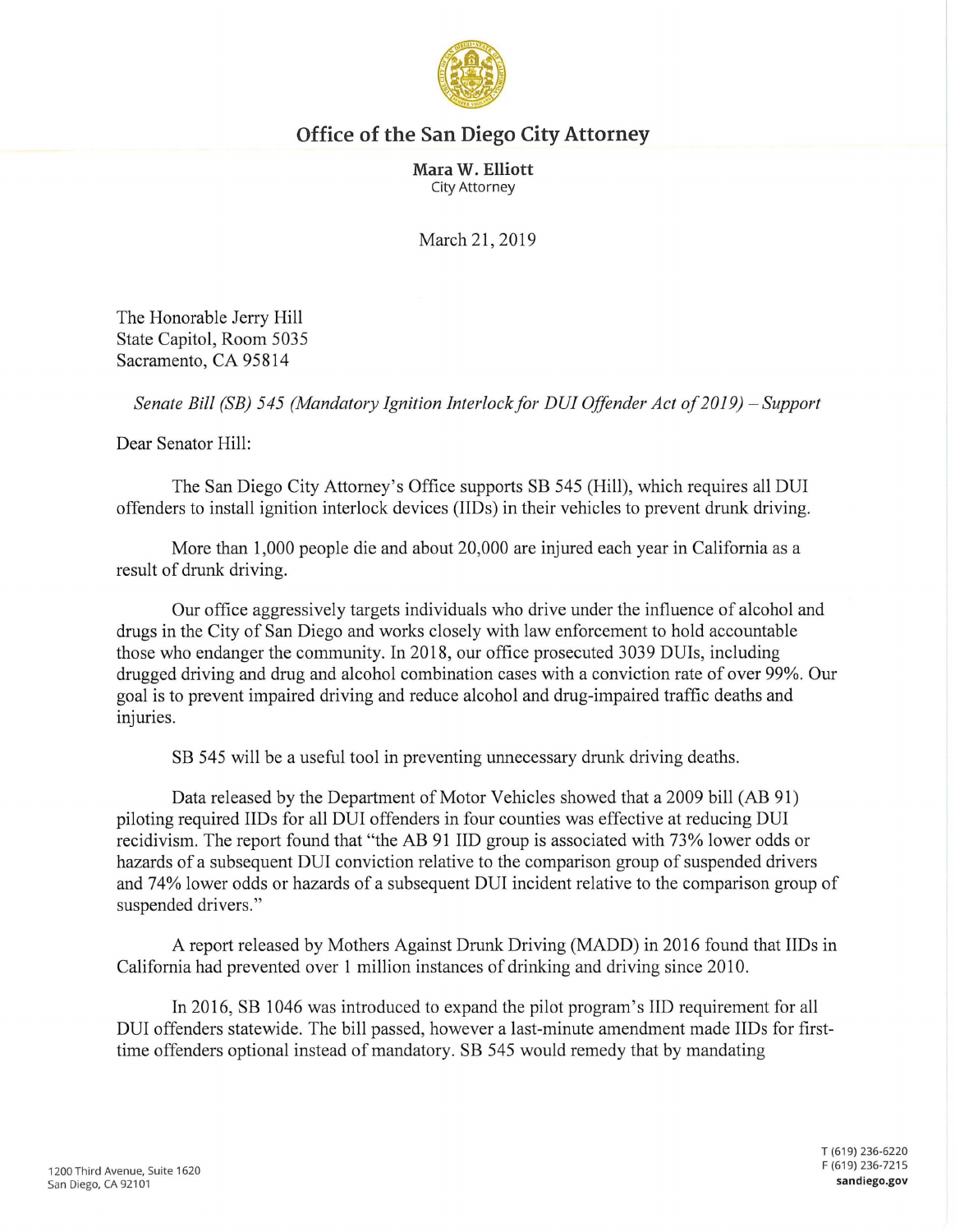# Office of the San Diego City Attorney

**Mara W. Elliott**
City Attorney

March 21, 2019

The Honorable Jerry Hill
State Capitol, Room 5035
Sacramento, CA 95814

*Senate Bill (SB) 545 (Mandatory Ignition Interlock for DUI Offender Act of 2019) – Support*

Dear Senator Hill:

The San Diego City Attorney's Office supports SB 545 (Hill), which requires all DUI offenders to install ignition interlock devices (IIDs) in their vehicles to prevent drunk driving.

More than 1,000 people die and about 20,000 are injured each year in California as a result of drunk driving.

Our office aggressively targets individuals who drive under the influence of alcohol and drugs in the City of San Diego and works closely with law enforcement to hold accountable those who endanger the community. In 2018, our office prosecuted 3039 DUIs, including drugged driving and drug and alcohol combination cases with a conviction rate of over 99%. Our goal is to prevent impaired driving and reduce alcohol and drug-impaired traffic deaths and injuries.

SB 545 will be a useful tool in preventing unnecessary drunk driving deaths.

Data released by the Department of Motor Vehicles showed that a 2009 bill (AB 91) piloting required IIDs for all DUI offenders in four counties was effective at reducing DUI recidivism. The report found that "the AB 91 IID group is associated with 73% lower odds or hazards of a subsequent DUI conviction relative to the comparison group of suspended drivers and 74% lower odds or hazards of a subsequent DUI incident relative to the comparison group of suspended drivers."

A report released by Mothers Against Drunk Driving (MADD) in 2016 found that IIDs in California had prevented over 1 million instances of drinking and driving since 2010.

In 2016, SB 1046 was introduced to expand the pilot program's IID requirement for all DUI offenders statewide. The bill passed, however a last-minute amendment made IIDs for first-time offenders optional instead of mandatory. SB 545 would remedy that by mandating

1200 Third Avenue, Suite 1620
San Diego, CA 92101

T (619) 236-6220
F (619) 236-7215
**sandiego.gov**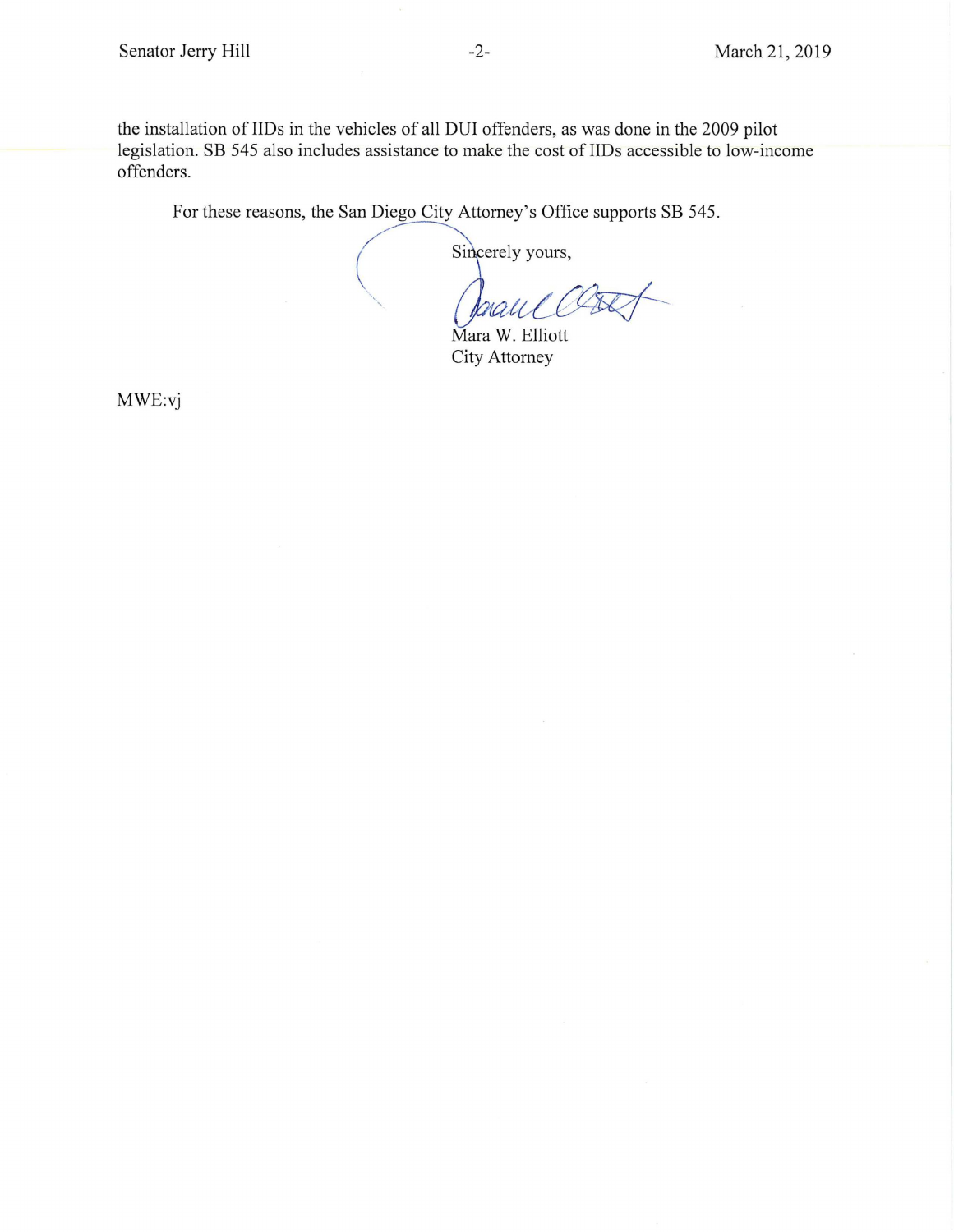the installation of IIDs in the vehicles of all DUI offenders, as was done in the 2009 pilot legislation. SB 545 also includes assistance to make the cost of IIDs accessible to low-income offenders.

For these reasons, the San Diego City Attorney's Office supports SB 545.

Sincerely yours,

Mara W. Elliott
City Attorney

MWE:vj